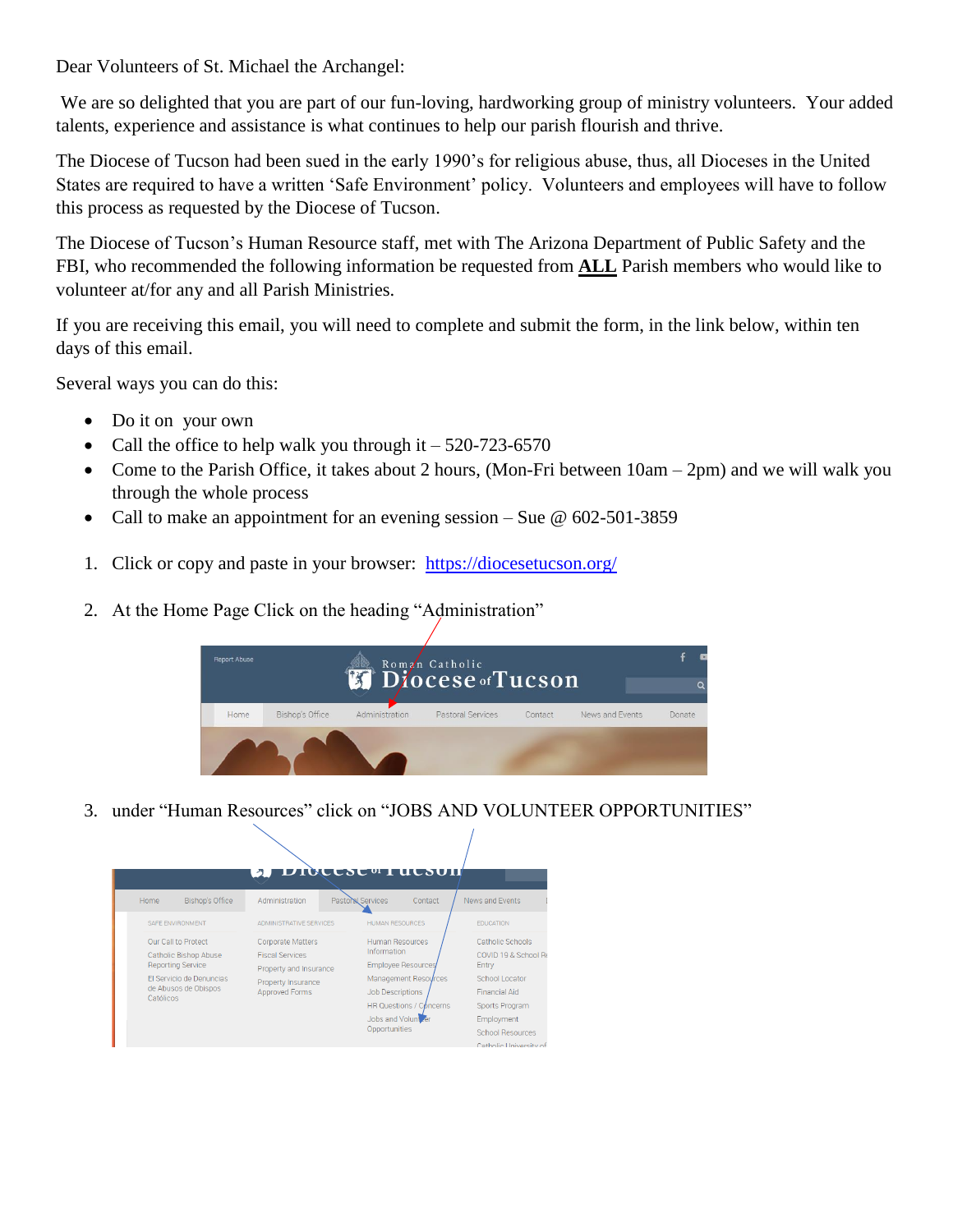Dear Volunteers of St. Michael the Archangel:

We are so delighted that you are part of our fun-loving, hardworking group of ministry volunteers. Your added talents, experience and assistance is what continues to help our parish flourish and thrive.

The Diocese of Tucson had been sued in the early 1990's for religious abuse, thus, all Dioceses in the United States are required to have a written 'Safe Environment' policy. Volunteers and employees will have to follow this process as requested by the Diocese of Tucson.

The Diocese of Tucson's Human Resource staff, met with The Arizona Department of Public Safety and the FBI, who recommended the following information be requested from **ALL** Parish members who would like to volunteer at/for any and all Parish Ministries.

If you are receiving this email, you will need to complete and submit the form, in the link below, within ten days of this email.

Several ways you can do this:

- Do it on your own
- Call the office to help walk you through it – 520-723-6570
- Come to the Parish Office, it takes about 2 hours, (Mon-Fri between 10am – 2pm) and we will walk you through the whole process
- Call to make an appointment for an evening session – Sue @ 602-501-3859

1. Click or copy and paste in your browser: https://diocesetucson.org/
2. At the Home Page Click on the heading "Administration"
3. under "Human Resources" click on "JOBS AND VOLUNTEER OPPORTUNITIES"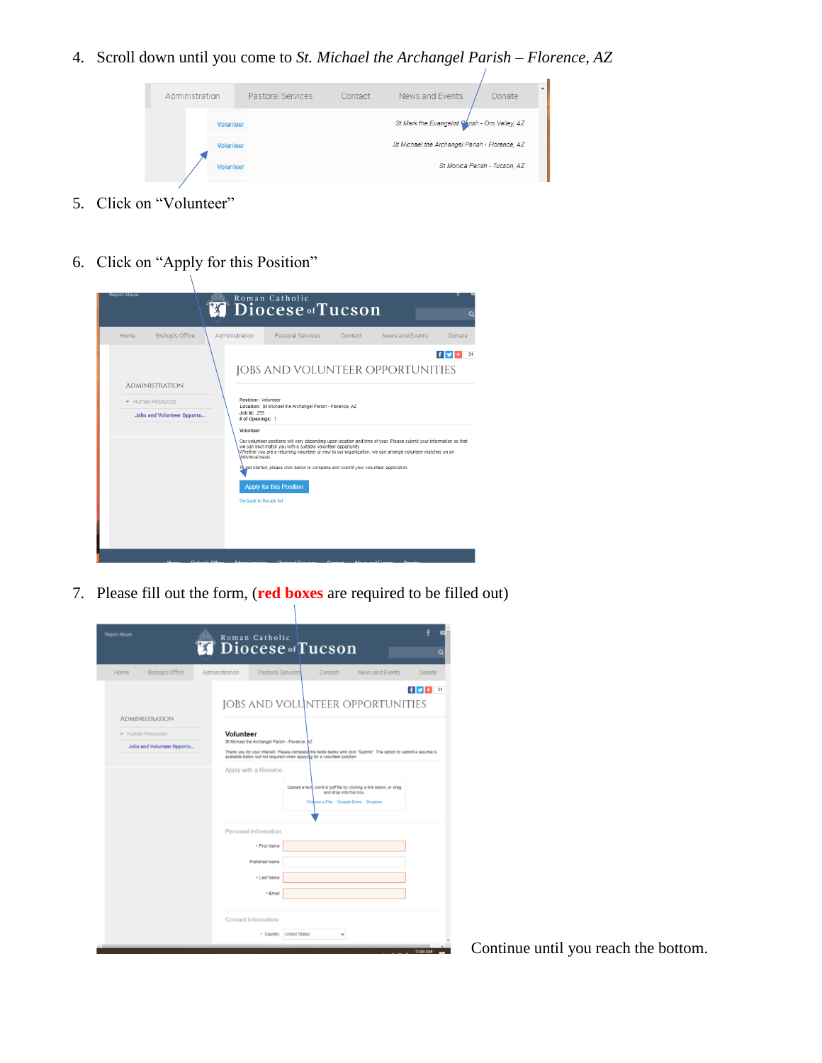4. Scroll down until you come to *St. Michael the Archangel Parish – Florence, AZ*

| Administration | Pastoral Services | Contact | News and Events | Donate |
|---|---|---|---|---|

| | |
|---|---|
| Volunteer | St Mark the Evangelist Parish - Oro Valley, AZ |
| Volunteer | St Michael the Archangel Parish - Florence, AZ |
| Volunteer | St Monica Parish - Tucson, AZ |

5. Click on "Volunteer"

6. Click on "Apply for this Position"

Report Abuse

Roman Catholic Diocese of Tucson

Home | Bishop's Office | Administration | Pastoral Services | Contact | News and Events | Donate

ADMINISTRATION

- Human Resources
  - Jobs and Volunteer Opportu...

JOBS AND VOLUNTEER OPPORTUNITIES

**Position:** Volunteer
**Location:** St Michael the Archangel Parish - Florence, AZ
**Job Id:** 255
**# of Openings:** 1

**Volunteer**

Our volunteer positions will vary depending upon location and time of year. Please submit your information so that we can best match you with a suitable volunteer opportunity.
Whether you are a returning volunteer or new to our organization, we can arrange volunteer matches on an individual basis.

To get started, please click below to complete and submit your volunteer application.

Apply for this Position

Go back to the job list

7. Please fill out the form, (**red boxes** are required to be filled out)

Report Abuse

Roman Catholic Diocese of Tucson

Home | Bishop's Office | Administration | Pastoral Services | Contact | News and Events | Donate

ADMINISTRATION

- Human Resources
  - Jobs and Volunteer Opportu...

JOBS AND VOLUNTEER OPPORTUNITIES

**Volunteer**
St Michael the Archangel Parish - Florence, AZ

Thank you for your interest. Please complete the fields below and click "Submit". The option to submit a resume is available below but not required when applying for a volunteer position.

Apply with a Resume

Upload a text, word or pdf file by clicking a link below, or drag and drop into this box.
Choose a File | Google Drive | Dropbox

Personal Information

- \* First Name
- Preferred Name
- \* Last Name
- \* Email

Contact Information

- \* Country: United States

Continue until you reach the bottom.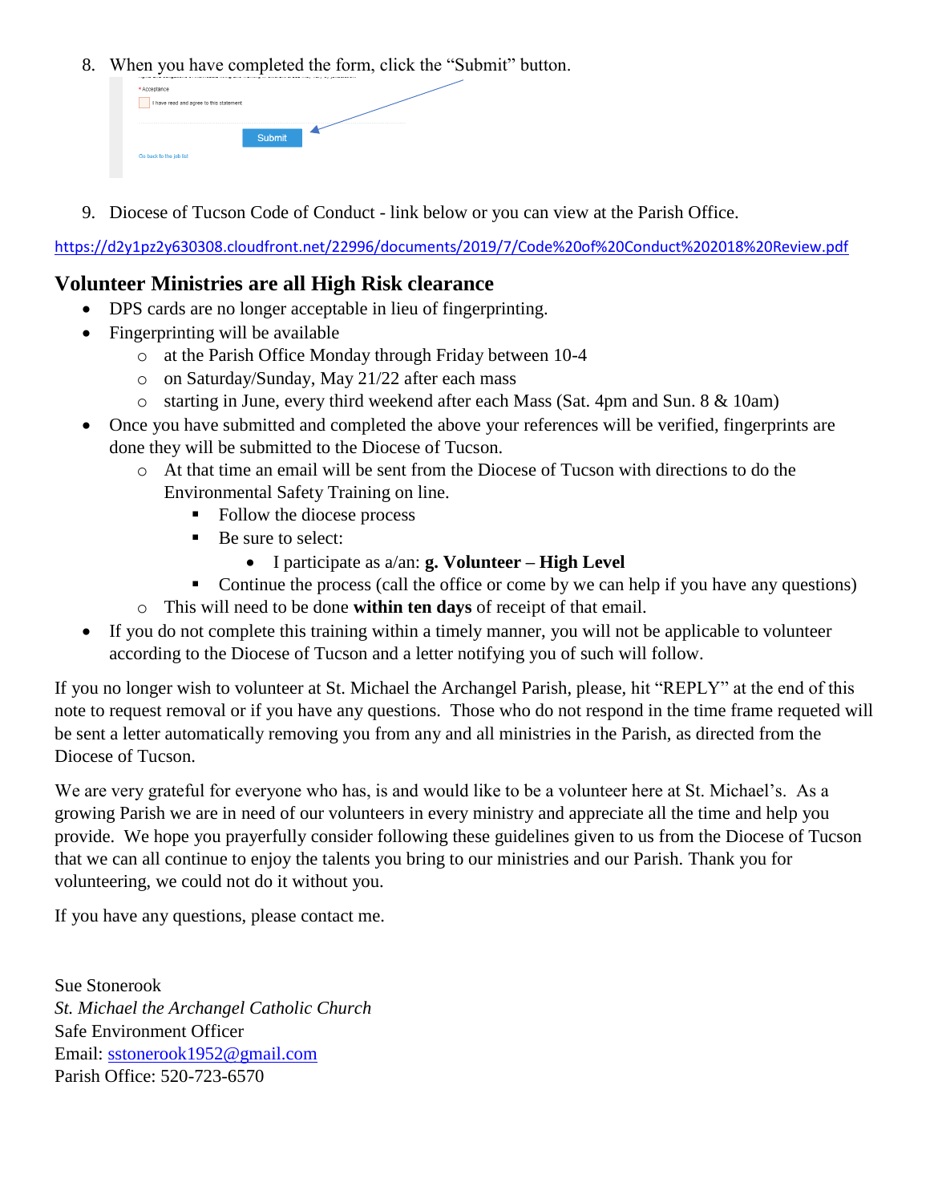8. When you have completed the form, click the "Submit" button.

9. Diocese of Tucson Code of Conduct - link below or you can view at the Parish Office.

https://d2y1pz2y630308.cloudfront.net/22996/documents/2019/7/Code%20of%20Conduct%202018%20Review.pdf

## Volunteer Ministries are all High Risk clearance

- DPS cards are no longer acceptable in lieu of fingerprinting.
- Fingerprinting will be available
  - at the Parish Office Monday through Friday between 10-4
  - on Saturday/Sunday, May 21/22 after each mass
  - starting in June, every third weekend after each Mass (Sat. 4pm and Sun. 8 & 10am)
- Once you have submitted and completed the above your references will be verified, fingerprints are done they will be submitted to the Diocese of Tucson.
  - At that time an email will be sent from the Diocese of Tucson with directions to do the Environmental Safety Training on line.
    - Follow the diocese process
    - Be sure to select:
      - I participate as a/an: **g. Volunteer – High Level**
    - Continue the process (call the office or come by we can help if you have any questions)
  - This will need to be done **within ten days** of receipt of that email.
- If you do not complete this training within a timely manner, you will not be applicable to volunteer according to the Diocese of Tucson and a letter notifying you of such will follow.

If you no longer wish to volunteer at St. Michael the Archangel Parish, please, hit "REPLY" at the end of this note to request removal or if you have any questions. Those who do not respond in the time frame requeted will be sent a letter automatically removing you from any and all ministries in the Parish, as directed from the Diocese of Tucson.

We are very grateful for everyone who has, is and would like to be a volunteer here at St. Michael's. As a growing Parish we are in need of our volunteers in every ministry and appreciate all the time and help you provide. We hope you prayerfully consider following these guidelines given to us from the Diocese of Tucson that we can all continue to enjoy the talents you bring to our ministries and our Parish. Thank you for volunteering, we could not do it without you.

If you have any questions, please contact me.

Sue Stonerook
*St. Michael the Archangel Catholic Church*
Safe Environment Officer
Email: sstonerook1952@gmail.com
Parish Office: 520-723-6570